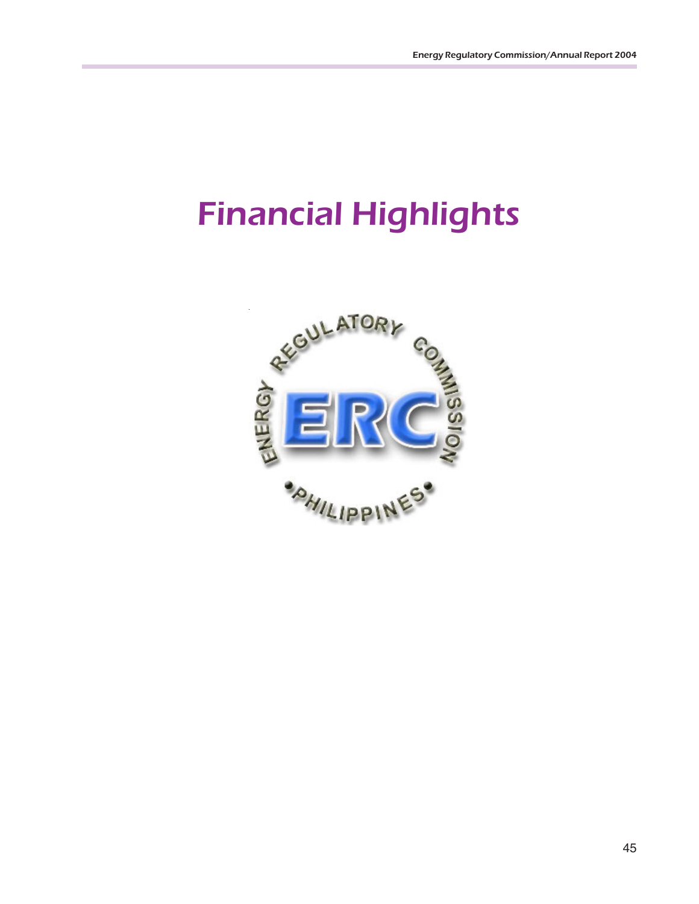# Financial Highlights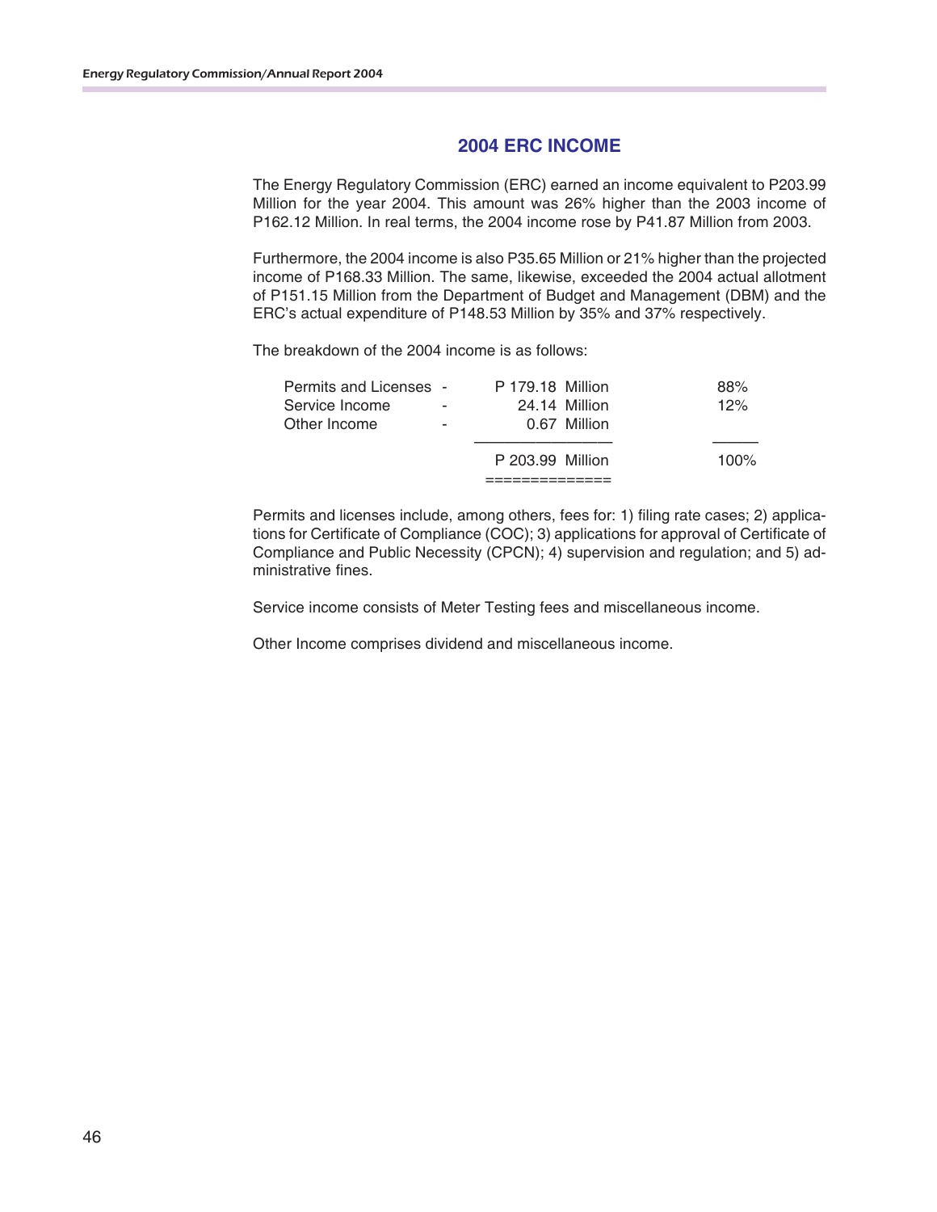## 2004 ERC INCOME

The Energy Regulatory Commission (ERC) earned an income equivalent to P203.99 Million for the year 2004. This amount was 26% higher than the 2003 income of P162.12 Million. In real terms, the 2004 income rose by P41.87 Million from 2003.

Furthermore, the 2004 income is also P35.65 Million or 21% higher than the projected income of P168.33 Million. The same, likewise, exceeded the 2004 actual allotment of P151.15 Million from the Department of Budget and Management (DBM) and the ERC's actual expenditure of P148.53 Million by 35% and 37% respectively.

The breakdown of the 2004 income is as follows:

| | | Amount | % |
|---|---|---|---|
| Permits and Licenses | - | P 179.18 Million | 88% |
| Service Income | - | 24.14 Million | 12% |
| Other Income | - | 0.67 Million | |
| | | P 203.99 Million | 100% |

Permits and licenses include, among others, fees for: 1) filing rate cases; 2) applications for Certificate of Compliance (COC); 3) applications for approval of Certificate of Compliance and Public Necessity (CPCN); 4) supervision and regulation; and 5) administrative fines.

Service income consists of Meter Testing fees and miscellaneous income.

Other Income comprises dividend and miscellaneous income.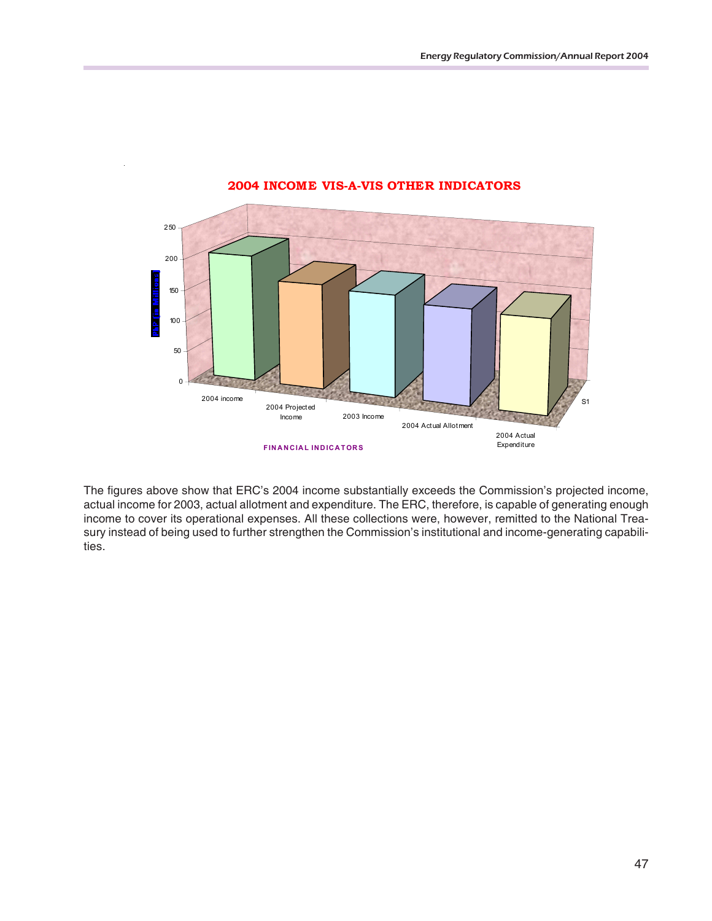## 2004 INCOME VIS-A-VIS OTHER INDICATORS

PhP (in Millions)

250
200
150
100
50
0

2004 income | 2004 Projected Income | 2003 Income | 2004 Actual Allotment | 2004 Actual Expenditure

S1

FINANCIAL INDICATORS

The figures above show that ERC's 2004 income substantially exceeds the Commission's projected income, actual income for 2003, actual allotment and expenditure. The ERC, therefore, is capable of generating enough income to cover its operational expenses. All these collections were, however, remitted to the National Treasury instead of being used to further strengthen the Commission's institutional and income-generating capabilities.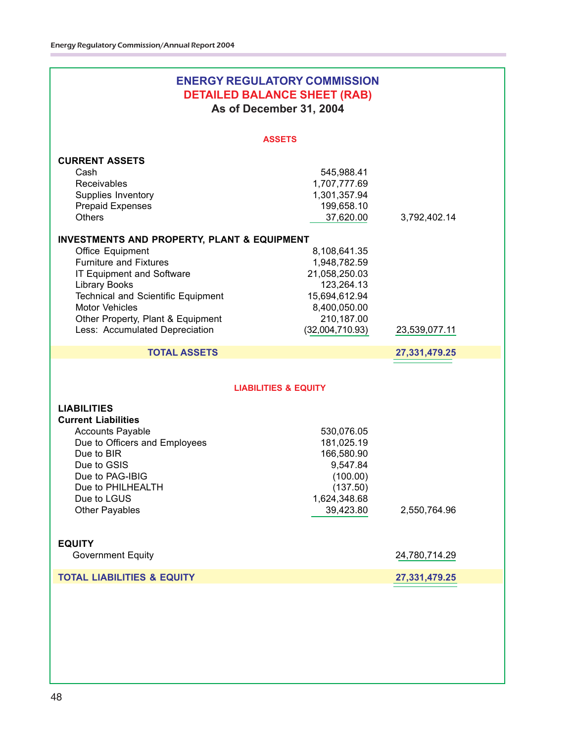# ENERGY REGULATORY COMMISSION
## DETAILED BALANCE SHEET (RAB)
### As of December 31, 2004

**ASSETS**

| | | |
|---|---:|---:|
| **CURRENT ASSETS** | | |
| Cash | 545,988.41 | |
| Receivables | 1,707,777.69 | |
| Supplies Inventory | 1,301,357.94 | |
| Prepaid Expenses | 199,658.10 | |
| Others | 37,620.00 | 3,792,402.14 |
| **INVESTMENTS AND PROPERTY, PLANT & EQUIPMENT** | | |
| Office Equipment | 8,108,641.35 | |
| Furniture and Fixtures | 1,948,782.59 | |
| IT Equipment and Software | 21,058,250.03 | |
| Library Books | 123,264.13 | |
| Technical and Scientific Equipment | 15,694,612.94 | |
| Motor Vehicles | 8,400,050.00 | |
| Other Property, Plant & Equipment | 210,187.00 | |
| Less: Accumulated Depreciation | (32,004,710.93) | 23,539,077.11 |
| **TOTAL ASSETS** | | **27,331,479.25** |

**LIABILITIES & EQUITY**

| | | |
|---|---:|---:|
| **LIABILITIES** | | |
| **Current Liabilities** | | |
| Accounts Payable | 530,076.05 | |
| Due to Officers and Employees | 181,025.19 | |
| Due to BIR | 166,580.90 | |
| Due to GSIS | 9,547.84 | |
| Due to PAG-IBIG | (100.00) | |
| Due to PHILHEALTH | (137.50) | |
| Due to LGUS | 1,624,348.68 | |
| Other Payables | 39,423.80 | 2,550,764.96 |
| **EQUITY** | | |
| Government Equity | | 24,780,714.29 |
| **TOTAL LIABILITIES & EQUITY** | | **27,331,479.25** |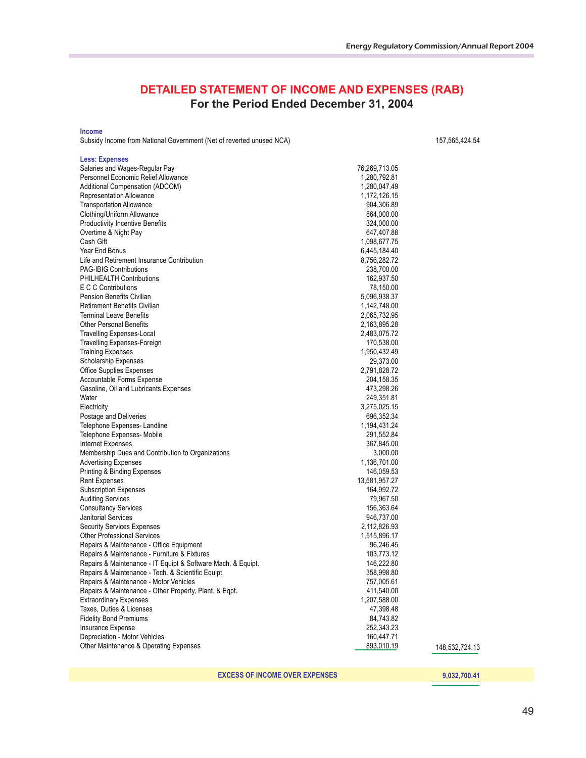# DETAILED STATEMENT OF INCOME AND EXPENSES (RAB)

## For the Period Ended December 31, 2004

| | | |
|---|---|---|
| **Income** | | |
| Subsidy Income from National Government (Net of reverted unused NCA) | | 157,565,424.54 |
| **Less: Expenses** | | |
| Salaries and Wages-Regular Pay | 76,269,713.05 | |
| Personnel Economic Relief Allowance | 1,280,792.81 | |
| Additional Compensation (ADCOM) | 1,280,047.49 | |
| Representation Allowance | 1,172,126.15 | |
| Transportation Allowance | 904,306.89 | |
| Clothing/Uniform Allowance | 864,000.00 | |
| Productivity Incentive Benefits | 324,000.00 | |
| Overtime & Night Pay | 647,407.88 | |
| Cash Gift | 1,098,677.75 | |
| Year End Bonus | 6,445,184.40 | |
| Life and Retirement Insurance Contribution | 8,756,282.72 | |
| PAG-IBIG Contributions | 238,700.00 | |
| PHILHEALTH Contributions | 162,937.50 | |
| E C C Contributions | 78,150.00 | |
| Pension Benefits Civilian | 5,096,938.37 | |
| Retirement Benefits Civilian | 1,142,748.00 | |
| Terminal Leave Benefits | 2,065,732.95 | |
| Other Personal Benefits | 2,163,895.28 | |
| Travelling Expenses-Local | 2,483,075.72 | |
| Travelling Expenses-Foreign | 170,538.00 | |
| Training Expenses | 1,950,432.49 | |
| Scholarship Expenses | 29,373.00 | |
| Office Supplies Expenses | 2,791,828.72 | |
| Accountable Forms Expense | 204,158.35 | |
| Gasoline, Oil and Lubricants Expenses | 473,298.26 | |
| Water | 249,351.81 | |
| Electricity | 3,275,025.15 | |
| Postage and Deliveries | 696,352.34 | |
| Telephone Expenses- Landline | 1,194,431.24 | |
| Telephone Expenses- Mobile | 291,552.84 | |
| Internet Expenses | 367,845.00 | |
| Membership Dues and Contribution to Organizations | 3,000.00 | |
| Advertising Expenses | 1,136,701.00 | |
| Printing & Binding Expenses | 146,059.53 | |
| Rent Expenses | 13,581,957.27 | |
| Subscription Expenses | 164,992.72 | |
| Auditing Services | 79,967.50 | |
| Consultancy Services | 156,363.64 | |
| Janitorial Services | 946,737.00 | |
| Security Services Expenses | 2,112,826.93 | |
| Other Professional Services | 1,515,896.17 | |
| Repairs & Maintenance - Office Equipment | 96,246.45 | |
| Repairs & Maintenance - Furniture & Fixtures | 103,773.12 | |
| Repairs & Maintenance - IT Equipt & Software Mach. & Equipt. | 146,222.80 | |
| Repairs & Maintenance - Tech. & Scientific Equipt. | 358,998.80 | |
| Repairs & Maintenance - Motor Vehicles | 757,005.61 | |
| Repairs & Maintenance - Other Property, Plant, & Eqpt. | 411,540.00 | |
| Extraordinary Expenses | 1,207,588.00 | |
| Taxes, Duties & Licenses | 47,398.48 | |
| Fidelity Bond Premiums | 84,743.82 | |
| Insurance Expense | 252,343.23 | |
| Depreciation - Motor Vehicles | 160,447.71 | |
| Other Maintenance & Operating Expenses | 893,010.19 | 148,532,724.13 |
| **EXCESS OF INCOME OVER EXPENSES** | | **9,032,700.41** |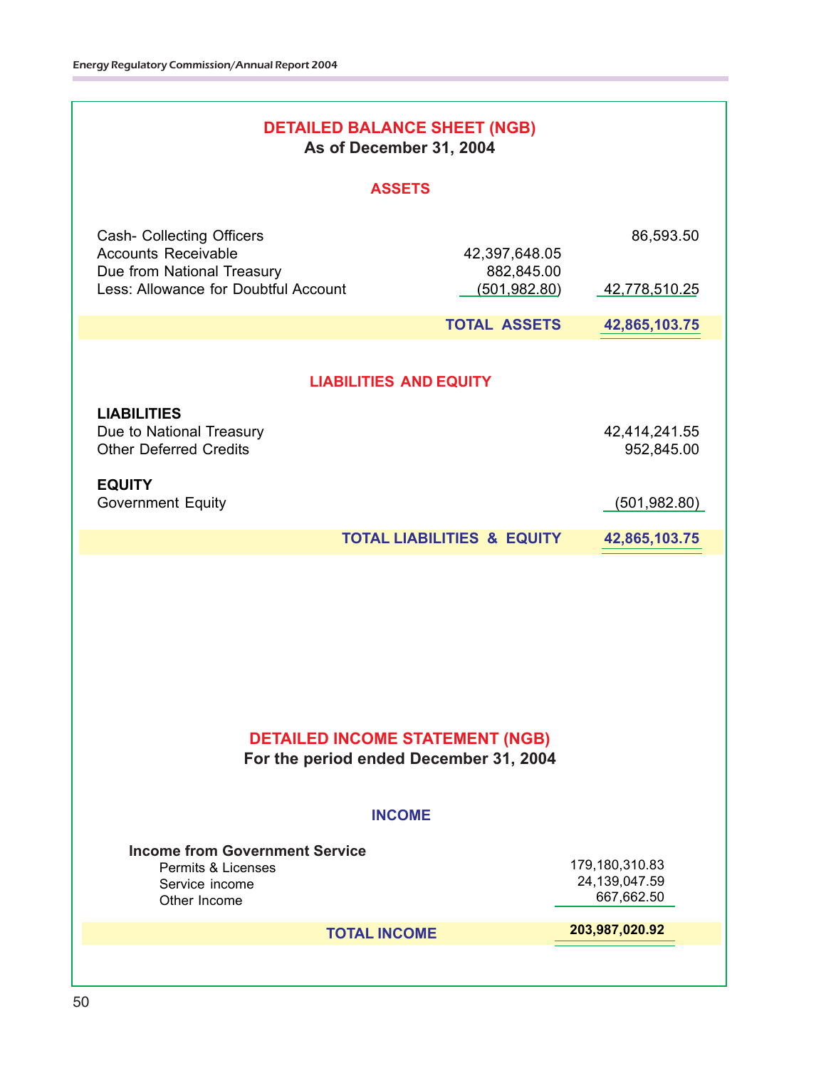## DETAILED BALANCE SHEET (NGB)

**As of December 31, 2004**

### ASSETS

| | | |
|---|---|---|
| Cash- Collecting Officers | | 86,593.50 |
| Accounts Receivable | 42,397,648.05 | |
| Due from National Treasury | 882,845.00 | |
| Less: Allowance for Doubtful Account | (501,982.80) | 42,778,510.25 |
| **TOTAL ASSETS** | | **42,865,103.75** |

### LIABILITIES AND EQUITY

| | |
|---|---|
| **LIABILITIES** | |
| Due to National Treasury | 42,414,241.55 |
| Other Deferred Credits | 952,845.00 |
| **EQUITY** | |
| Government Equity | (501,982.80) |
| **TOTAL LIABILITIES & EQUITY** | **42,865,103.75** |

## DETAILED INCOME STATEMENT (NGB)

**For the period ended December 31, 2004**

### INCOME

| | |
|---|---|
| **Income from Government Service** | |
| Permits & Licenses | 179,180,310.83 |
| Service income | 24,139,047.59 |
| Other Income | 667,662.50 |
| **TOTAL INCOME** | **203,987,020.92** |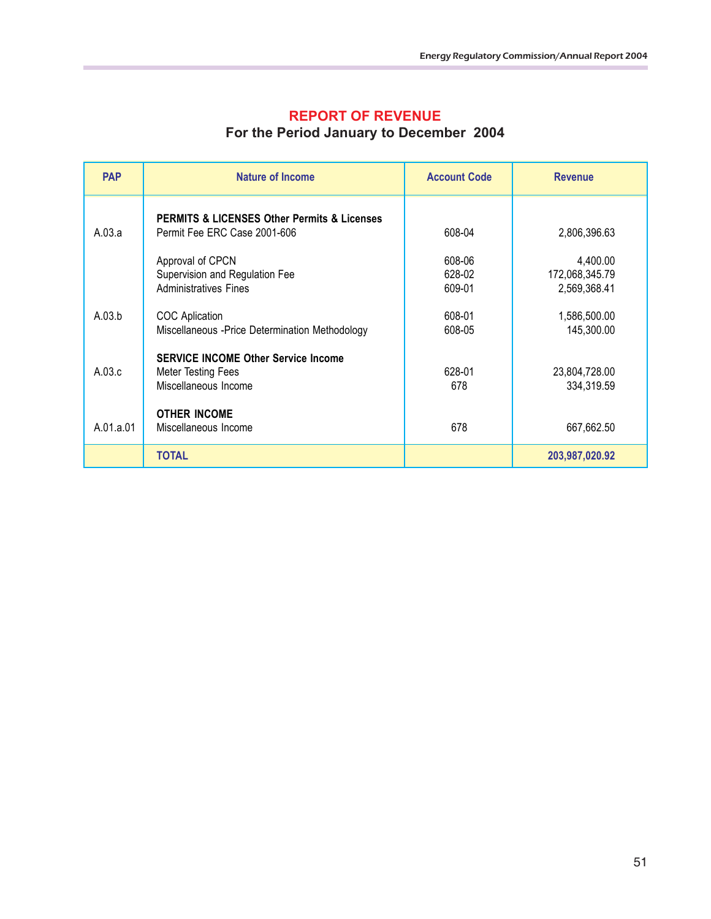## REPORT OF REVENUE

### For the Period January to December 2004

| PAP | Nature of Income | Account Code | Revenue |
|---|---|---|---|
| | **PERMITS & LICENSES Other Permits & Licenses** | | |
| A.03.a | Permit Fee ERC Case 2001-606 | 608-04 | 2,806,396.63 |
| | Approval of CPCN | 608-06 | 4,400.00 |
| | Supervision and Regulation Fee | 628-02 | 172,068,345.79 |
| | Administratives Fines | 609-01 | 2,569,368.41 |
| A.03.b | COC Aplication | 608-01 | 1,586,500.00 |
| | Miscellaneous -Price Determination Methodology | 608-05 | 145,300.00 |
| | **SERVICE INCOME Other Service Income** | | |
| A.03.c | Meter Testing Fees | 628-01 | 23,804,728.00 |
| | Miscellaneous Income | 678 | 334,319.59 |
| | **OTHER INCOME** | | |
| A.01.a.01 | Miscellaneous Income | 678 | 667,662.50 |
| | **TOTAL** | | **203,987,020.92** |